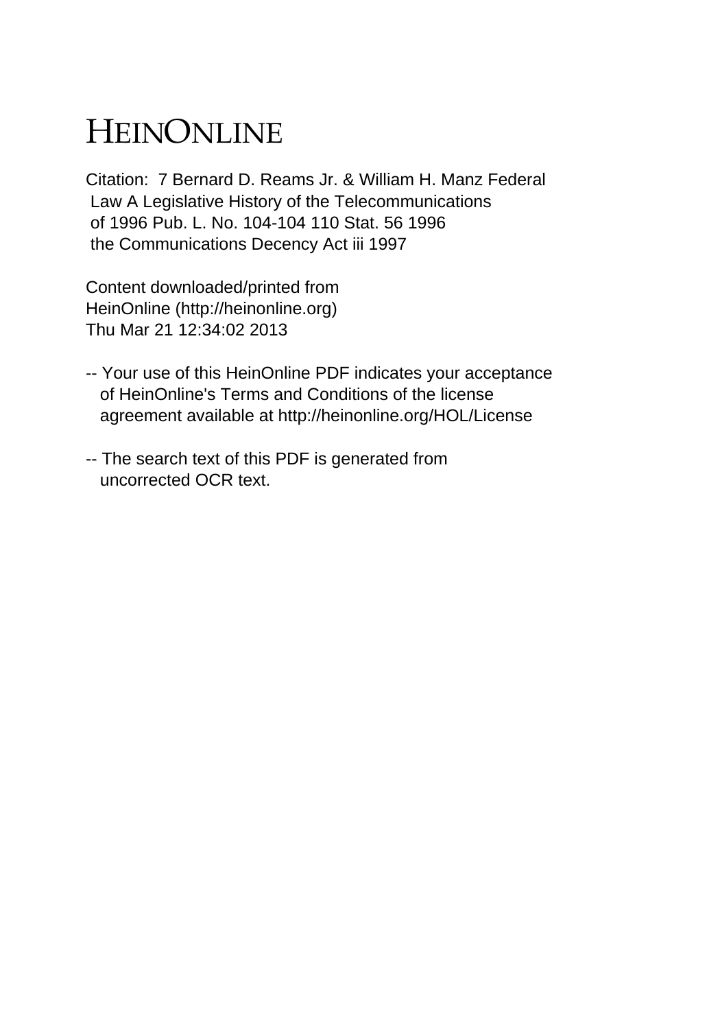# HEINONLINE

Citation: 7 Bernard D. Reams Jr. & William H. Manz Federal Law A Legislative History of the Telecommunications of 1996 Pub. L. No. 104-104 110 Stat. 56 1996 the Communications Decency Act iii 1997

Content downloaded/printed from HeinOnline (http://heinonline.org) Thu Mar 21 12:34:02 2013

-- Your use of this HeinOnline PDF indicates your acceptance of HeinOnline's Terms and Conditions of the license agreement available at http://heinonline.org/HOL/License

-- The search text of this PDF is generated from uncorrected OCR text.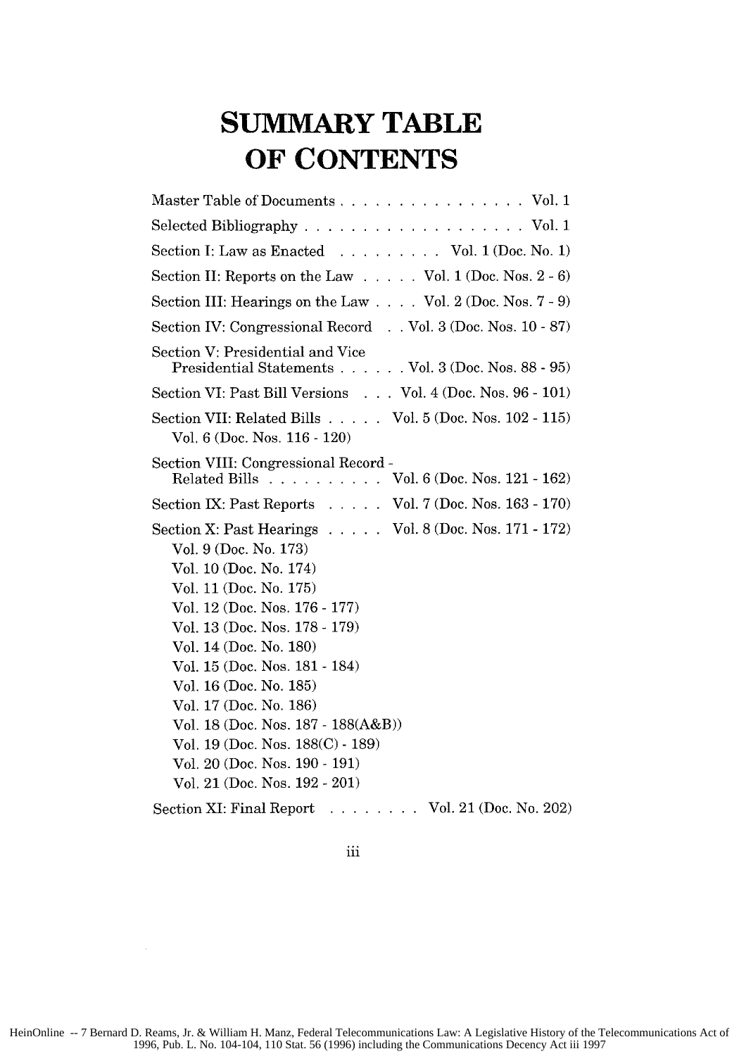# SUMMARY TABLE OF CONTENTS

Master Table of Documents . . . . . . . . . . . . . . . . Vol. 1

Selected Bibliography . . . . . . . . . . . . . . . . . . . Vol. 1

Section I: Law as Enacted . . . . . . . . . . Vol. 1 (Doc. No. 1)

Section II: Reports on the Law . . . . . Vol. 1 (Doc. Nos. 2 - 6)

Section III: Hearings on the Law . . . . Vol. 2 (Doc. Nos. 7 - 9)

Section IV: Congressional Record . . Vol. 3 (Doc. Nos. 10 - 87)

Section V: Presidential and Vice Presidential Statements . . . . . . Vol. 3 (Doc. Nos. 88 - 95)

Section VI: Past Bill Versions . . . Vol. 4 (Doc. Nos. 96 - 101)

Section VII: Related Bills . . . . . Vol. 5 (Doc. Nos. 102 - 115)
Vol. 6 (Doc. Nos. 116 - 120)

Section VIII: Congressional Record - Related Bills . . . . . . . . . . Vol. 6 (Doc. Nos. 121 - 162)

Section IX: Past Reports . . . . . Vol. 7 (Doc. Nos. 163 - 170)

Section X: Past Hearings . . . . . Vol. 8 (Doc. Nos. 171 - 172)
Vol. 9 (Doc. No. 173)
Vol. 10 (Doc. No. 174)
Vol. 11 (Doc. No. 175)
Vol. 12 (Doc. Nos. 176 - 177)
Vol. 13 (Doc. Nos. 178 - 179)
Vol. 14 (Doc. No. 180)
Vol. 15 (Doc. Nos. 181 - 184)
Vol. 16 (Doc. No. 185)
Vol. 17 (Doc. No. 186)
Vol. 18 (Doc. Nos. 187 - 188(A&B))
Vol. 19 (Doc. Nos. 188(C) - 189)
Vol. 20 (Doc. Nos. 190 - 191)
Vol. 21 (Doc. Nos. 192 - 201)

Section XI: Final Report . . . . . . . . Vol. 21 (Doc. No. 202)